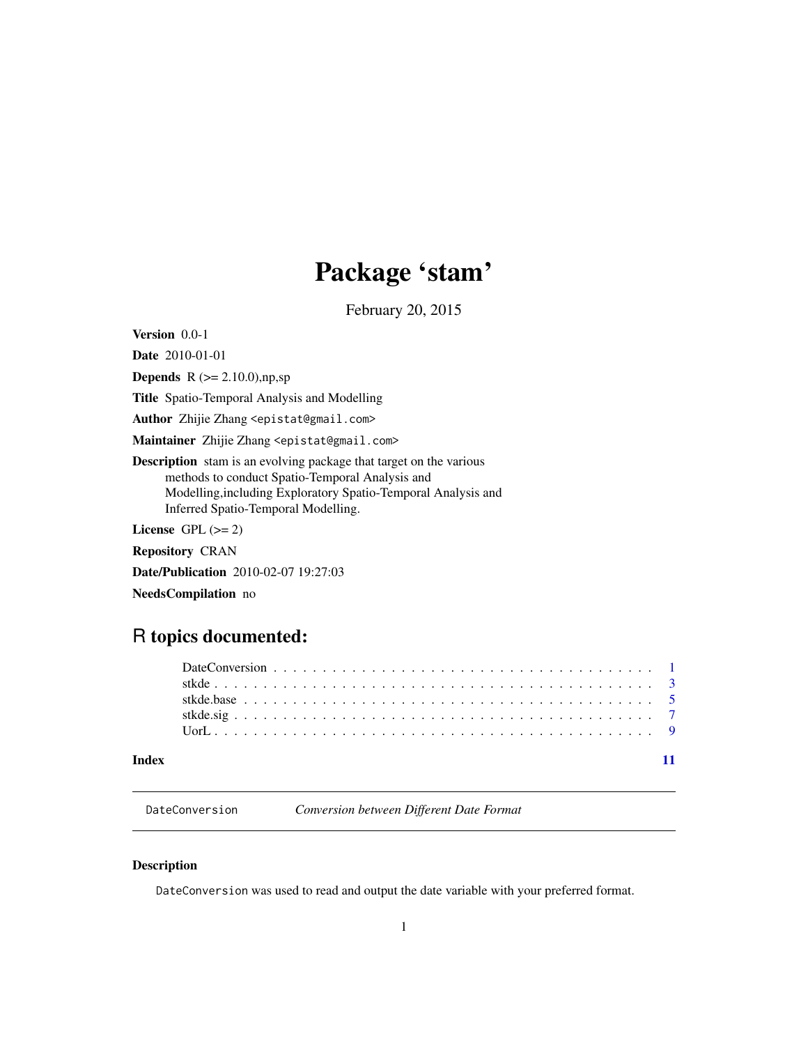# Package 'stam'

February 20, 2015

**Version** 0.0-1

**Date** 2010-01-01

**Depends** R (>= 2.10.0),np,sp

**Title** Spatio-Temporal Analysis and Modelling

**Author** Zhijie Zhang <epistat@gmail.com>

**Maintainer** Zhijie Zhang <epistat@gmail.com>

**Description** stam is an evolving package that target on the various methods to conduct Spatio-Temporal Analysis and Modelling,including Exploratory Spatio-Temporal Analysis and Inferred Spatio-Temporal Modelling.

**License** GPL (>= 2)

**Repository** CRAN

**Date/Publication** 2010-02-07 19:27:03

**NeedsCompilation** no

## R topics documented:

- DateConversion . . . . . . . . . . . . . . . . . . . . . . . . . . . . . . . . . . . . . . 1
- stkde . . . . . . . . . . . . . . . . . . . . . . . . . . . . . . . . . . . . . . . . . . . . 3
- stkde.base . . . . . . . . . . . . . . . . . . . . . . . . . . . . . . . . . . . . . . . . . 5
- stkde.sig . . . . . . . . . . . . . . . . . . . . . . . . . . . . . . . . . . . . . . . . . . 7
- UorL . . . . . . . . . . . . . . . . . . . . . . . . . . . . . . . . . . . . . . . . . . . . 9

**Index** 11

---

`DateConversion` *Conversion between Different Date Format*

---

### Description

`DateConversion` was used to read and output the date variable with your preferred format.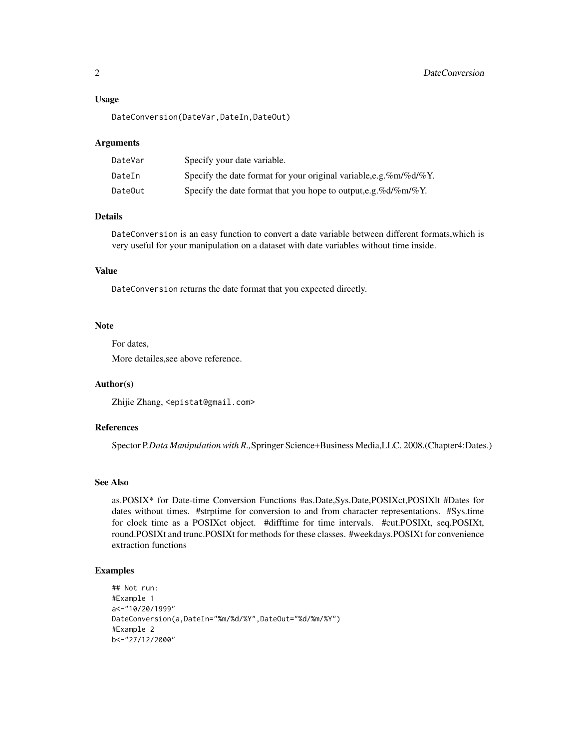## Usage

```
DateConversion(DateVar,DateIn,DateOut)
```

## Arguments

| | |
|---|---|
| DateVar | Specify your date variable. |
| DateIn | Specify the date format for your original variable,e.g.%m/%d/%Y. |
| DateOut | Specify the date format that you hope to output,e.g.%d/%m/%Y. |

## Details

`DateConversion` is an easy function to convert a date variable between different formats,which is very useful for your manipulation on a dataset with date variables without time inside.

## Value

`DateConversion` returns the date format that you expected directly.

## Note

For dates,

More detailes,see above reference.

## Author(s)

Zhijie Zhang, <epistat@gmail.com>

## References

Spector P.*Data Manipulation with R.,*Springer Science+Business Media,LLC. 2008.(Chapter4:Dates.)

## See Also

as.POSIX* for Date-time Conversion Functions #as.Date,Sys.Date,POSIXct,POSIXlt #Dates for dates without times. #strptime for conversion to and from character representations. #Sys.time for clock time as a POSIXct object. #difftime for time intervals. #cut.POSIXt, seq.POSIXt, round.POSIXt and trunc.POSIXt for methods for these classes. #weekdays.POSIXt for convenience extraction functions

## Examples

```
## Not run:
#Example 1
a<-"10/20/1999"
DateConversion(a,DateIn="%m/%d/%Y",DateOut="%d/%m/%Y")
#Example 2
b<-"27/12/2000"
```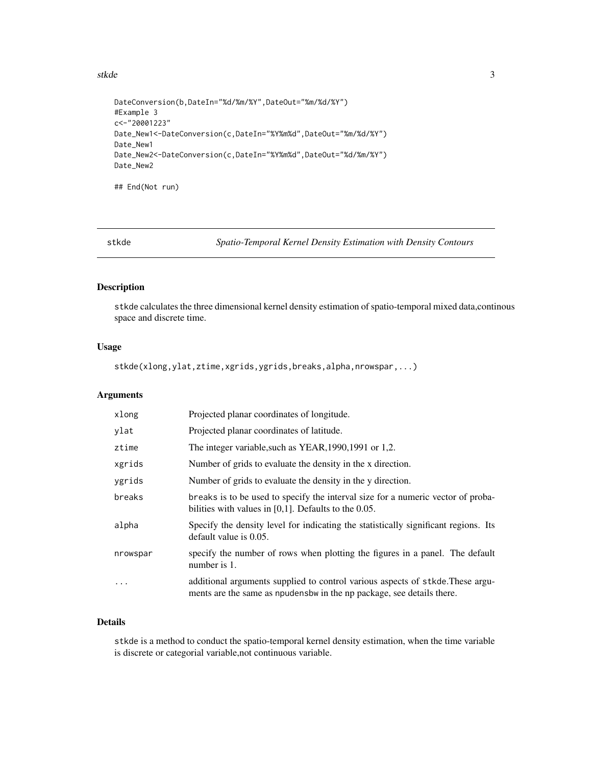```
DateConversion(b,DateIn="%d/%m/%Y",DateOut="%m/%d/%Y")
#Example 3
c<-"20001223"
Date_New1<-DateConversion(c,DateIn="%Y%m%d",DateOut="%m/%d/%Y")
Date_New1
Date_New2<-DateConversion(c,DateIn="%Y%m%d",DateOut="%d/%m/%Y")
Date_New2

## End(Not run)
```

---

stkde — *Spatio-Temporal Kernel Density Estimation with Density Contours*

---

## Description

stkde calculates the three dimensional kernel density estimation of spatio-temporal mixed data,continous space and discrete time.

## Usage

```
stkde(xlong,ylat,ztime,xgrids,ygrids,breaks,alpha,nrowspar,...)
```

## Arguments

| | |
|---|---|
| xlong | Projected planar coordinates of longitude. |
| ylat | Projected planar coordinates of latitude. |
| ztime | The integer variable,such as YEAR,1990,1991 or 1,2. |
| xgrids | Number of grids to evaluate the density in the x direction. |
| ygrids | Number of grids to evaluate the density in the y direction. |
| breaks | breaks is to be used to specify the interval size for a numeric vector of probabilities with values in [0,1]. Defaults to the 0.05. |
| alpha | Specify the density level for indicating the statistically significant regions. Its default value is 0.05. |
| nrowspar | specify the number of rows when plotting the figures in a panel. The default number is 1. |
| ... | additional arguments supplied to control various aspects of stkde.These arguments are the same as npudensbw in the np package, see details there. |

## Details

stkde is a method to conduct the spatio-temporal kernel density estimation, when the time variable is discrete or categorial variable,not continuous variable.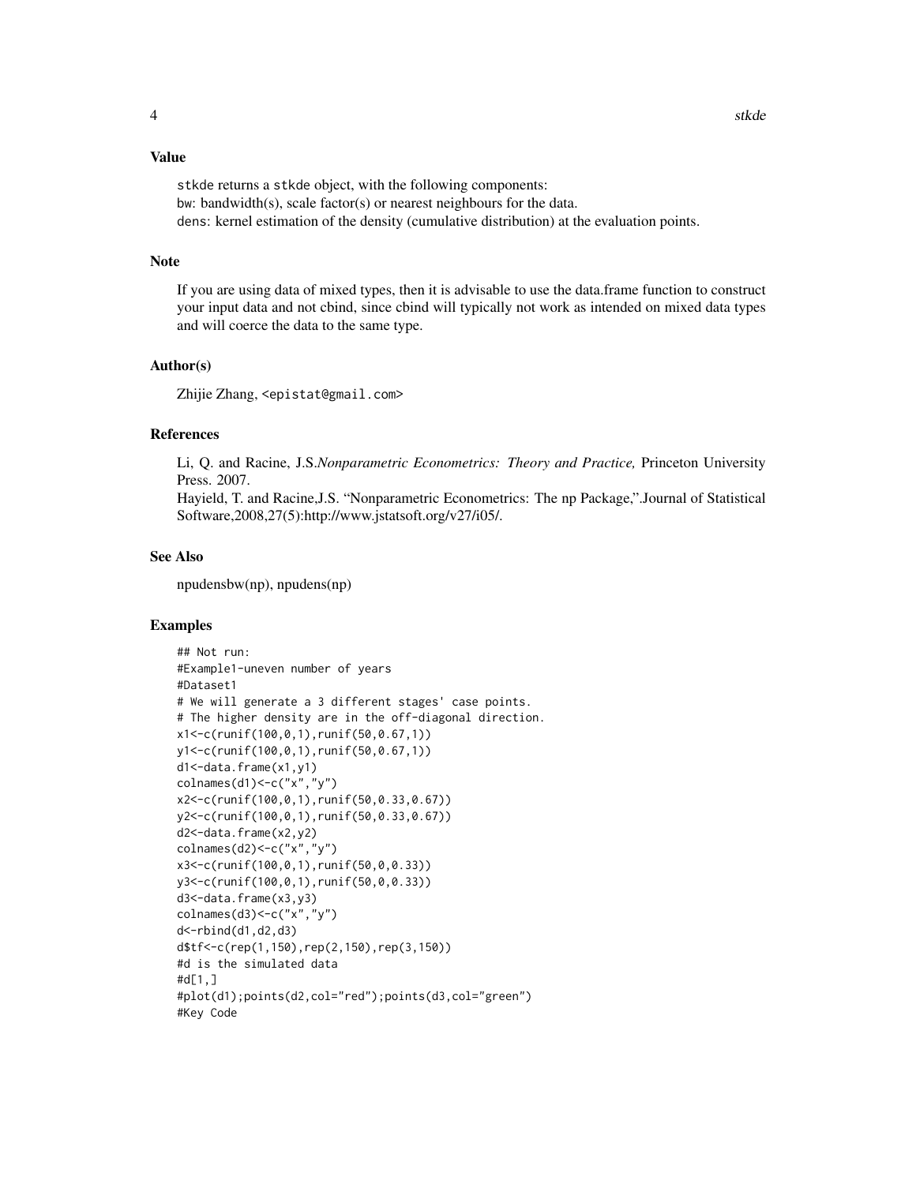## Value

stkde returns a stkde object, with the following components:
bw: bandwidth(s), scale factor(s) or nearest neighbours for the data.
dens: kernel estimation of the density (cumulative distribution) at the evaluation points.

## Note

If you are using data of mixed types, then it is advisable to use the data.frame function to construct your input data and not cbind, since cbind will typically not work as intended on mixed data types and will coerce the data to the same type.

## Author(s)

Zhijie Zhang, <epistat@gmail.com>

## References

Li, Q. and Racine, J.S.*Nonparametric Econometrics: Theory and Practice,* Princeton University Press. 2007.
Hayield, T. and Racine,J.S. "Nonparametric Econometrics: The np Package,".Journal of Statistical Software,2008,27(5):http://www.jstatsoft.org/v27/i05/.

## See Also

npudensbw(np), npudens(np)

## Examples

```
## Not run:
#Example1-uneven number of years
#Dataset1
# We will generate a 3 different stages' case points.
# The higher density are in the off-diagonal direction.
x1<-c(runif(100,0,1),runif(50,0.67,1))
y1<-c(runif(100,0,1),runif(50,0.67,1))
d1<-data.frame(x1,y1)
colnames(d1)<-c("x","y")
x2<-c(runif(100,0,1),runif(50,0.33,0.67))
y2<-c(runif(100,0,1),runif(50,0.33,0.67))
d2<-data.frame(x2,y2)
colnames(d2)<-c("x","y")
x3<-c(runif(100,0,1),runif(50,0,0.33))
y3<-c(runif(100,0,1),runif(50,0,0.33))
d3<-data.frame(x3,y3)
colnames(d3)<-c("x","y")
d<-rbind(d1,d2,d3)
d$tf<-c(rep(1,150),rep(2,150),rep(3,150))
#d is the simulated data
#d[1,]
#plot(d1);points(d2,col="red");points(d3,col="green")
#Key Code
```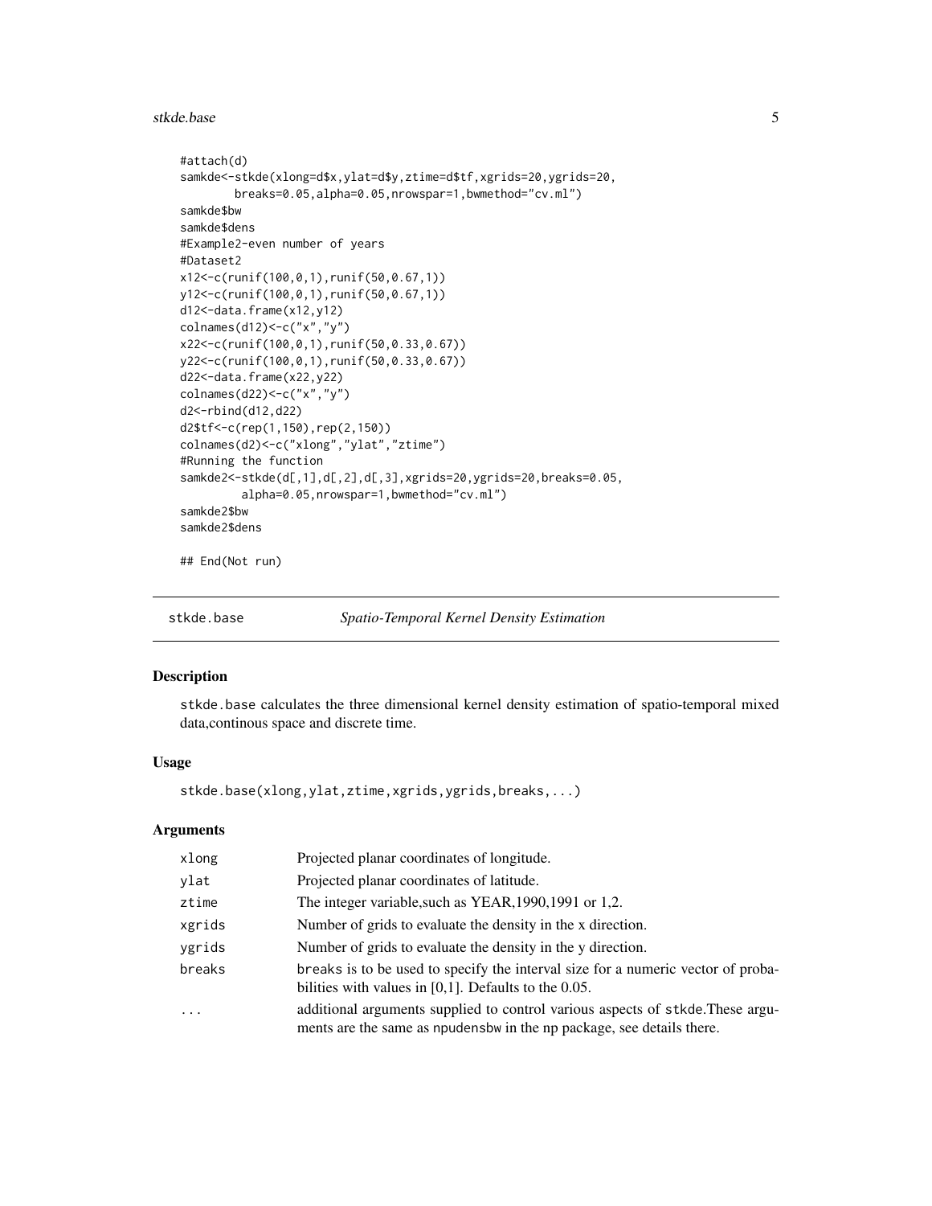```
#attach(d)
samkde<-stkde(xlong=d$x,ylat=d$y,ztime=d$tf,xgrids=20,ygrids=20,
        breaks=0.05,alpha=0.05,nrowspar=1,bwmethod="cv.ml")
samkde$bw
samkde$dens
#Example2-even number of years
#Dataset2
x12<-c(runif(100,0,1),runif(50,0.67,1))
y12<-c(runif(100,0,1),runif(50,0.67,1))
d12<-data.frame(x12,y12)
colnames(d12)<-c("x","y")
x22<-c(runif(100,0,1),runif(50,0.33,0.67))
y22<-c(runif(100,0,1),runif(50,0.33,0.67))
d22<-data.frame(x22,y22)
colnames(d22)<-c("x","y")
d2<-rbind(d12,d22)
d2$tf<-c(rep(1,150),rep(2,150))
colnames(d2)<-c("xlong","ylat","ztime")
#Running the function
samkde2<-stkde(d[,1],d[,2],d[,3],xgrids=20,ygrids=20,breaks=0.05,
         alpha=0.05,nrowspar=1,bwmethod="cv.ml")
samkde2$bw
samkde2$dens

## End(Not run)
```

## stkde.base *Spatio-Temporal Kernel Density Estimation*

### Description

stkde.base calculates the three dimensional kernel density estimation of spatio-temporal mixed data,continous space and discrete time.

### Usage

```
stkde.base(xlong,ylat,ztime,xgrids,ygrids,breaks,...)
```

### Arguments

| | |
|---|---|
| xlong | Projected planar coordinates of longitude. |
| ylat | Projected planar coordinates of latitude. |
| ztime | The integer variable,such as YEAR,1990,1991 or 1,2. |
| xgrids | Number of grids to evaluate the density in the x direction. |
| ygrids | Number of grids to evaluate the density in the y direction. |
| breaks | breaks is to be used to specify the interval size for a numeric vector of probabilities with values in [0,1]. Defaults to the 0.05. |
| ... | additional arguments supplied to control various aspects of stkde.These arguments are the same as npudensbw in the np package, see details there. |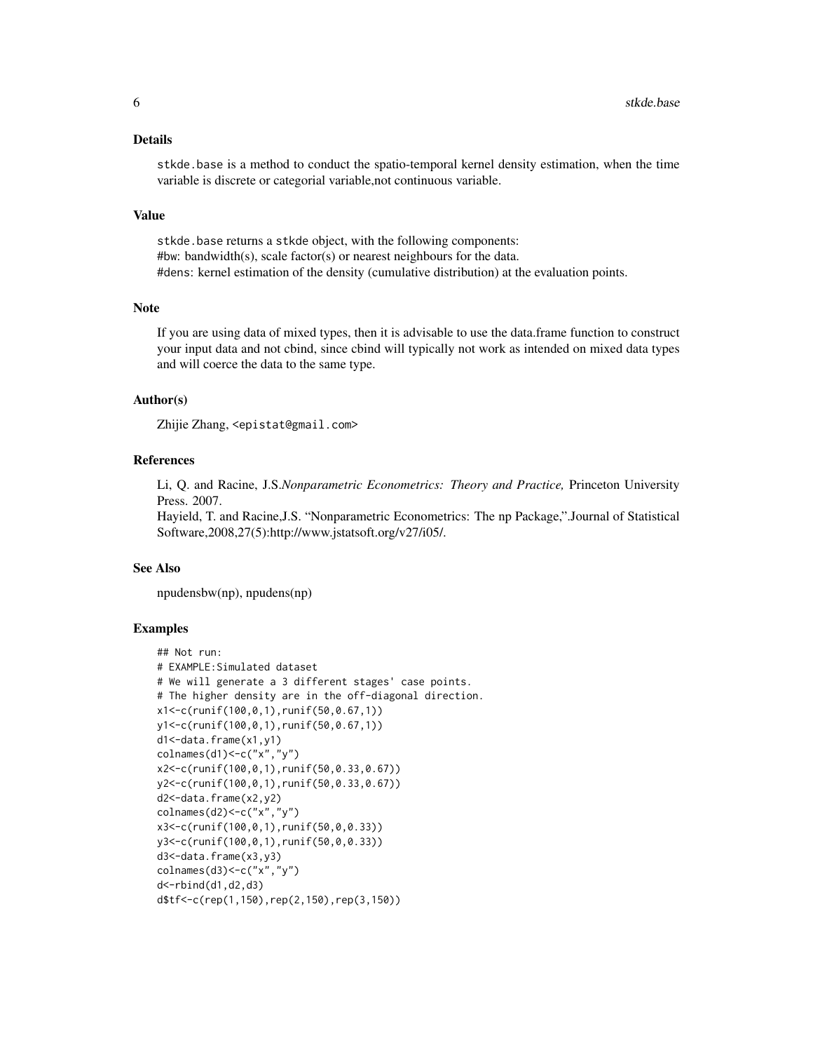## Details

stkde.base is a method to conduct the spatio-temporal kernel density estimation, when the time variable is discrete or categorial variable,not continuous variable.

## Value

stkde.base returns a stkde object, with the following components:
#bw: bandwidth(s), scale factor(s) or nearest neighbours for the data.
#dens: kernel estimation of the density (cumulative distribution) at the evaluation points.

## Note

If you are using data of mixed types, then it is advisable to use the data.frame function to construct your input data and not cbind, since cbind will typically not work as intended on mixed data types and will coerce the data to the same type.

## Author(s)

Zhijie Zhang, <epistat@gmail.com>

## References

Li, Q. and Racine, J.S.*Nonparametric Econometrics: Theory and Practice,* Princeton University Press. 2007.
Hayield, T. and Racine,J.S. "Nonparametric Econometrics: The np Package,".Journal of Statistical Software,2008,27(5):http://www.jstatsoft.org/v27/i05/.

## See Also

npudensbw(np), npudens(np)

## Examples

```
## Not run:
# EXAMPLE:Simulated dataset
# We will generate a 3 different stages' case points.
# The higher density are in the off-diagonal direction.
x1<-c(runif(100,0,1),runif(50,0.67,1))
y1<-c(runif(100,0,1),runif(50,0.67,1))
d1<-data.frame(x1,y1)
colnames(d1)<-c("x","y")
x2<-c(runif(100,0,1),runif(50,0.33,0.67))
y2<-c(runif(100,0,1),runif(50,0.33,0.67))
d2<-data.frame(x2,y2)
colnames(d2)<-c("x","y")
x3<-c(runif(100,0,1),runif(50,0,0.33))
y3<-c(runif(100,0,1),runif(50,0,0.33))
d3<-data.frame(x3,y3)
colnames(d3)<-c("x","y")
d<-rbind(d1,d2,d3)
d$tf<-c(rep(1,150),rep(2,150),rep(3,150))
```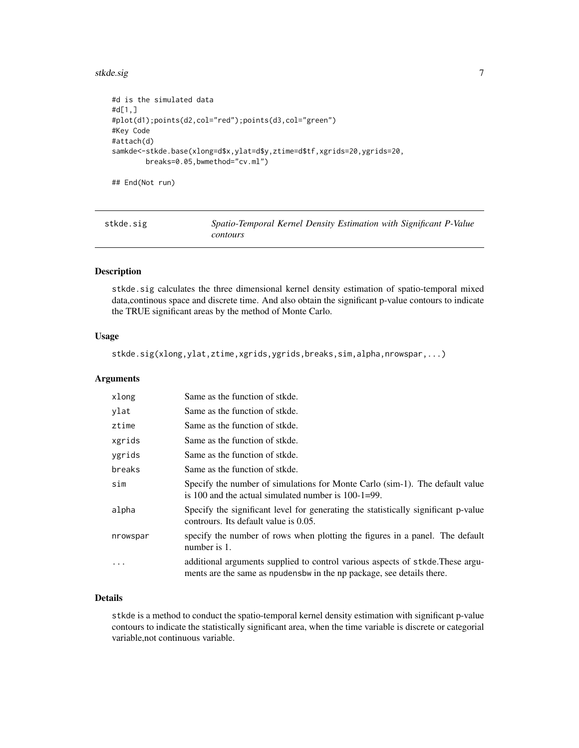```
#d is the simulated data
#d[1,]
#plot(d1);points(d2,col="red");points(d3,col="green")
#Key Code
#attach(d)
samkde<-stkde.base(xlong=d$x,ylat=d$y,ztime=d$tf,xgrids=20,ygrids=20,
        breaks=0.05,bwmethod="cv.ml")

## End(Not run)
```

---

## stkde.sig — *Spatio-Temporal Kernel Density Estimation with Significant P-Value contours*

---

### Description

stkde.sig calculates the three dimensional kernel density estimation of spatio-temporal mixed data,continous space and discrete time. And also obtain the significant p-value contours to indicate the TRUE significant areas by the method of Monte Carlo.

### Usage

```
stkde.sig(xlong,ylat,ztime,xgrids,ygrids,breaks,sim,alpha,nrowspar,...)
```

### Arguments

| | |
|---|---|
| xlong | Same as the function of stkde. |
| ylat | Same as the function of stkde. |
| ztime | Same as the function of stkde. |
| xgrids | Same as the function of stkde. |
| ygrids | Same as the function of stkde. |
| breaks | Same as the function of stkde. |
| sim | Specify the number of simulations for Monte Carlo (sim-1). The default value is 100 and the actual simulated number is 100-1=99. |
| alpha | Specify the significant level for generating the statistically significant p-value contrours. Its default value is 0.05. |
| nrowspar | specify the number of rows when plotting the figures in a panel. The default number is 1. |
| ... | additional arguments supplied to control various aspects of stkde.These arguments are the same as npudensbw in the np package, see details there. |

### Details

stkde is a method to conduct the spatio-temporal kernel density estimation with significant p-value contours to indicate the statistically significant area, when the time variable is discrete or categorial variable,not continuous variable.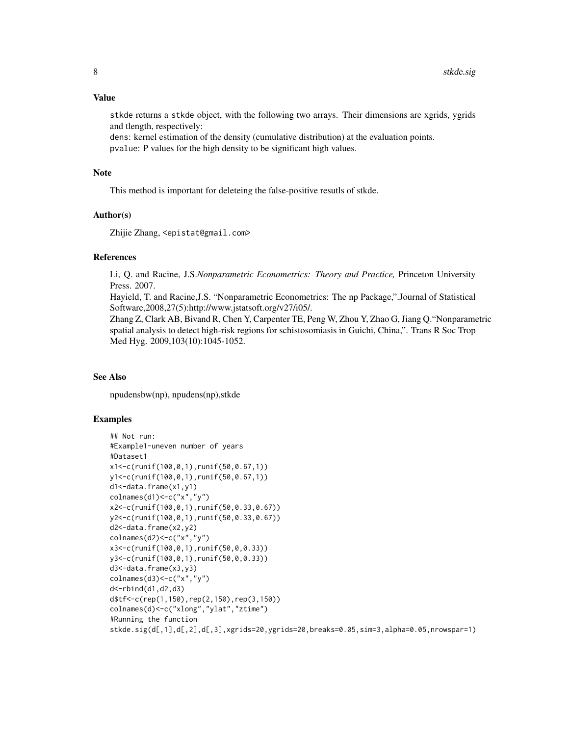## Value

stkde returns a stkde object, with the following two arrays. Their dimensions are xgrids, ygrids and tlength, respectively:
dens: kernel estimation of the density (cumulative distribution) at the evaluation points.
pvalue: P values for the high density to be significant high values.

## Note

This method is important for deleteing the false-positive resutls of stkde.

## Author(s)

Zhijie Zhang, <epistat@gmail.com>

## References

Li, Q. and Racine, J.S.*Nonparametric Econometrics: Theory and Practice,* Princeton University Press. 2007.
Hayield, T. and Racine,J.S. "Nonparametric Econometrics: The np Package,".Journal of Statistical Software,2008,27(5):http://www.jstatsoft.org/v27/i05/.
Zhang Z, Clark AB, Bivand R, Chen Y, Carpenter TE, Peng W, Zhou Y, Zhao G, Jiang Q."Nonparametric spatial analysis to detect high-risk regions for schistosomiasis in Guichi, China,". Trans R Soc Trop Med Hyg. 2009,103(10):1045-1052.

## See Also

npudensbw(np), npudens(np),stkde

## Examples

```
## Not run:
#Example1-uneven number of years
#Dataset1
x1<-c(runif(100,0,1),runif(50,0.67,1))
y1<-c(runif(100,0,1),runif(50,0.67,1))
d1<-data.frame(x1,y1)
colnames(d1)<-c("x","y")
x2<-c(runif(100,0,1),runif(50,0.33,0.67))
y2<-c(runif(100,0,1),runif(50,0.33,0.67))
d2<-data.frame(x2,y2)
colnames(d2)<-c("x","y")
x3<-c(runif(100,0,1),runif(50,0,0.33))
y3<-c(runif(100,0,1),runif(50,0,0.33))
d3<-data.frame(x3,y3)
colnames(d3)<-c("x","y")
d<-rbind(d1,d2,d3)
d$tf<-c(rep(1,150),rep(2,150),rep(3,150))
colnames(d)<-c("xlong","ylat","ztime")
#Running the function
stkde.sig(d[,1],d[,2],d[,3],xgrids=20,ygrids=20,breaks=0.05,sim=3,alpha=0.05,nrowspar=1)
```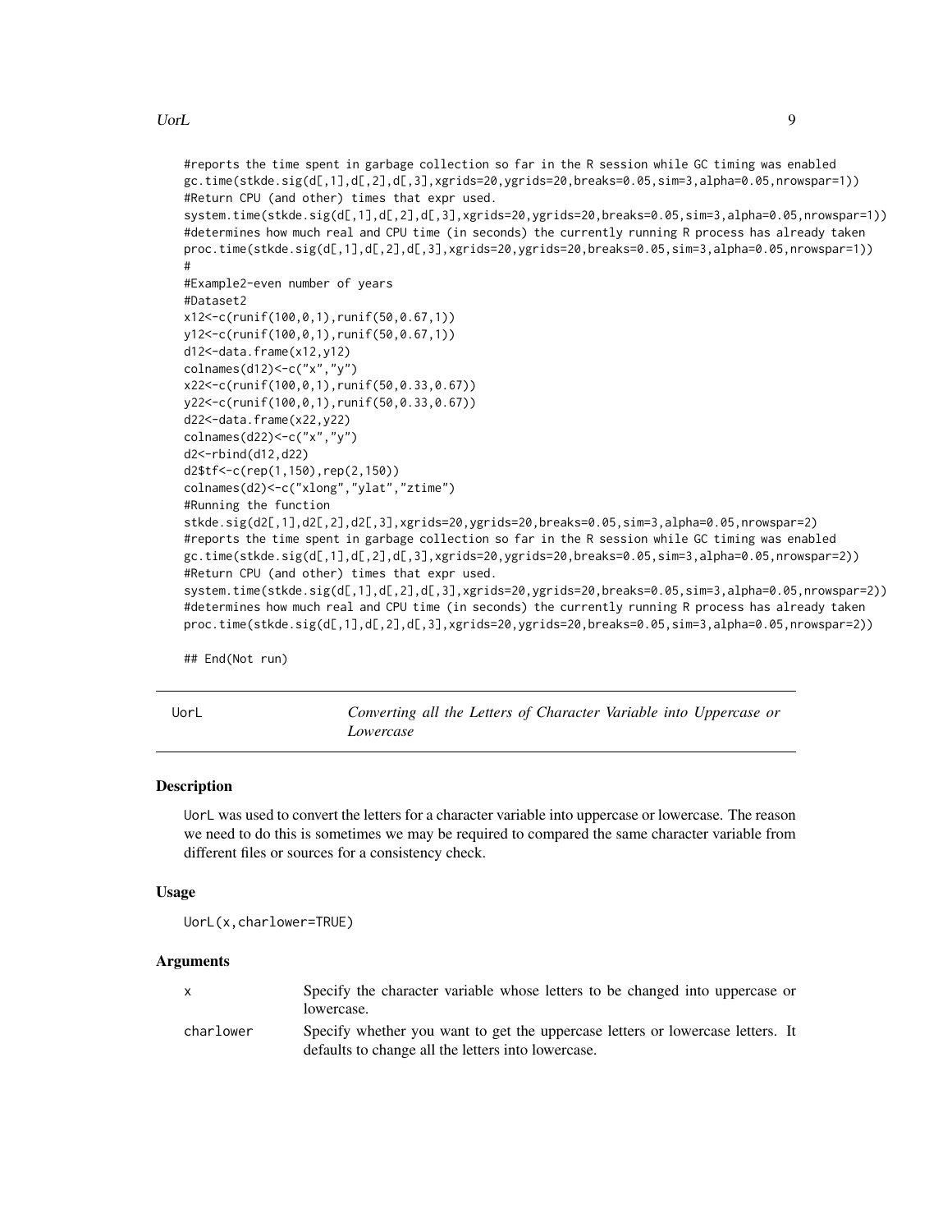```
#reports the time spent in garbage collection so far in the R session while GC timing was enabled
gc.time(stkde.sig(d[,1],d[,2],d[,3],xgrids=20,ygrids=20,breaks=0.05,sim=3,alpha=0.05,nrowspar=1))
#Return CPU (and other) times that expr used.
system.time(stkde.sig(d[,1],d[,2],d[,3],xgrids=20,ygrids=20,breaks=0.05,sim=3,alpha=0.05,nrowspar=1))
#determines how much real and CPU time (in seconds) the currently running R process has already taken
proc.time(stkde.sig(d[,1],d[,2],d[,3],xgrids=20,ygrids=20,breaks=0.05,sim=3,alpha=0.05,nrowspar=1))
#
#Example2-even number of years
#Dataset2
x12<-c(runif(100,0,1),runif(50,0.67,1))
y12<-c(runif(100,0,1),runif(50,0.67,1))
d12<-data.frame(x12,y12)
colnames(d12)<-c("x","y")
x22<-c(runif(100,0,1),runif(50,0.33,0.67))
y22<-c(runif(100,0,1),runif(50,0.33,0.67))
d22<-data.frame(x22,y22)
colnames(d22)<-c("x","y")
d2<-rbind(d12,d22)
d2$tf<-c(rep(1,150),rep(2,150))
colnames(d2)<-c("xlong","ylat","ztime")
#Running the function
stkde.sig(d2[,1],d2[,2],d2[,3],xgrids=20,ygrids=20,breaks=0.05,sim=3,alpha=0.05,nrowspar=2)
#reports the time spent in garbage collection so far in the R session while GC timing was enabled
gc.time(stkde.sig(d[,1],d[,2],d[,3],xgrids=20,ygrids=20,breaks=0.05,sim=3,alpha=0.05,nrowspar=2))
#Return CPU (and other) times that expr used.
system.time(stkde.sig(d[,1],d[,2],d[,3],xgrids=20,ygrids=20,breaks=0.05,sim=3,alpha=0.05,nrowspar=2))
#determines how much real and CPU time (in seconds) the currently running R process has already taken
proc.time(stkde.sig(d[,1],d[,2],d[,3],xgrids=20,ygrids=20,breaks=0.05,sim=3,alpha=0.05,nrowspar=2))

## End(Not run)
```

---

## UorL — *Converting all the Letters of Character Variable into Uppercase or Lowercase*

### Description

UorL was used to convert the letters for a character variable into uppercase or lowercase. The reason we need to do this is sometimes we may be required to compared the same character variable from different files or sources for a consistency check.

### Usage

```
UorL(x,charlower=TRUE)
```

### Arguments

| | |
|---|---|
| x | Specify the character variable whose letters to be changed into uppercase or lowercase. |
| charlower | Specify whether you want to get the uppercase letters or lowercase letters. It defaults to change all the letters into lowercase. |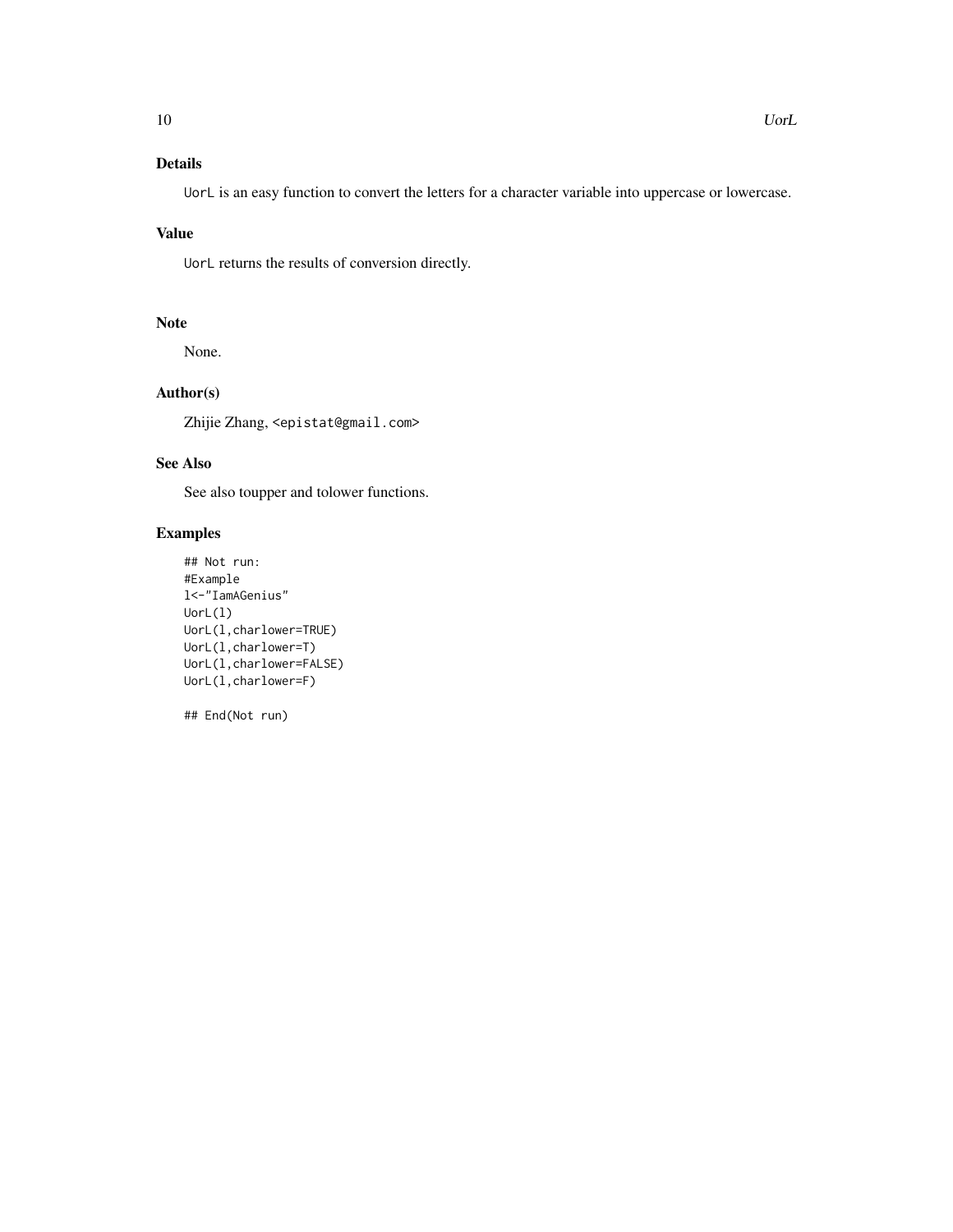### Details

UorL is an easy function to convert the letters for a character variable into uppercase or lowercase.

### Value

UorL returns the results of conversion directly.

### Note

None.

### Author(s)

Zhijie Zhang, <epistat@gmail.com>

### See Also

See also toupper and tolower functions.

### Examples

```
## Not run:
#Example
l<-"IamAGenius"
UorL(l)
UorL(l,charlower=TRUE)
UorL(l,charlower=T)
UorL(l,charlower=FALSE)
UorL(l,charlower=F)

## End(Not run)
```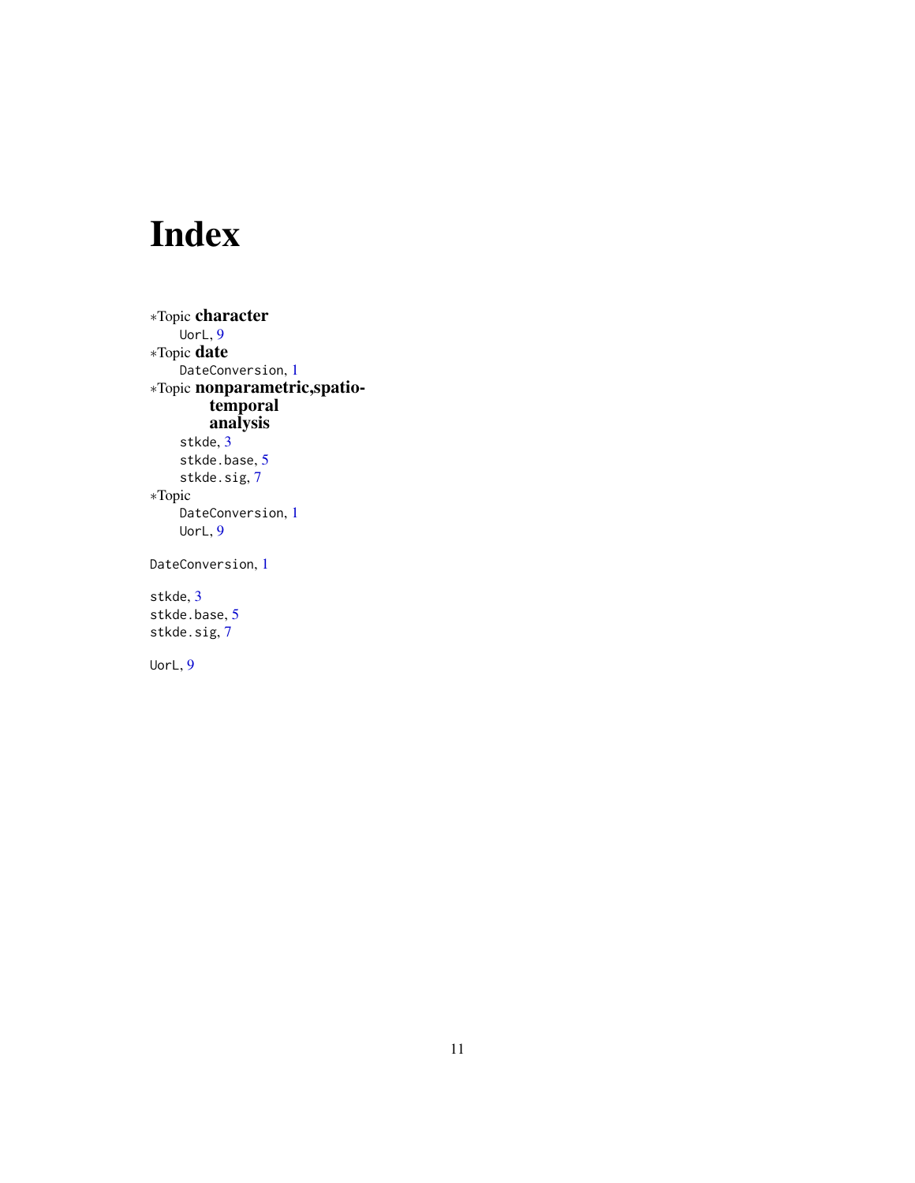# Index

*Topic **character**
- UorL, 9

*Topic **date**
- DateConversion, 1

*Topic **nonparametric,spatio-temporal analysis**
- stkde, 3
- stkde.base, 5
- stkde.sig, 7

*Topic
- DateConversion, 1
- UorL, 9

DateConversion, 1

stkde, 3
stkde.base, 5
stkde.sig, 7

UorL, 9